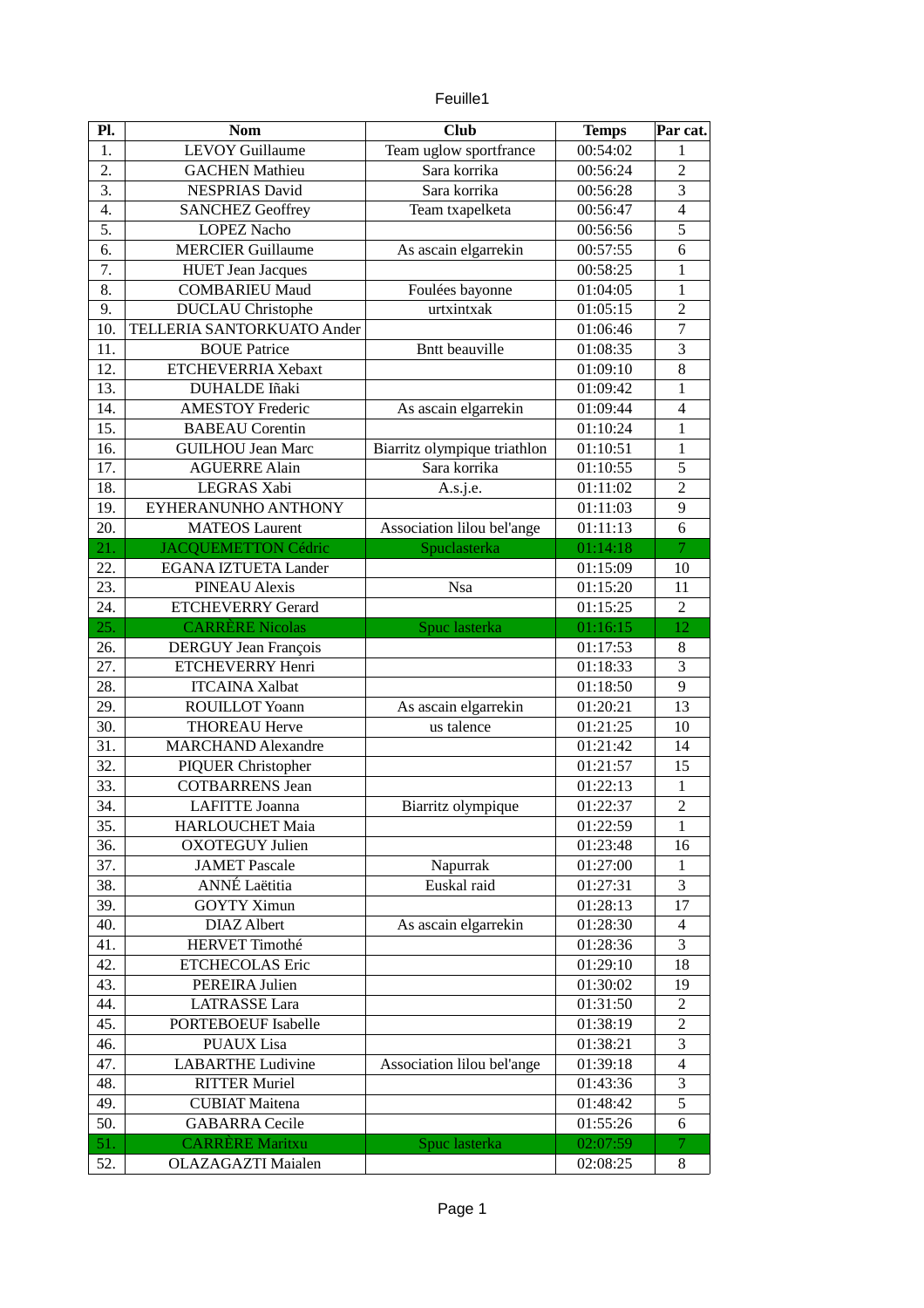Feuille1

| Pl. | Nom | Club | Temps | Par cat. |
|---|---|---|---|---|
| 1. | LEVOY Guillaume | Team uglow sportfrance | 00:54:02 | 1 |
| 2. | GACHEN Mathieu | Sara korrika | 00:56:24 | 2 |
| 3. | NESPRIAS David | Sara korrika | 00:56:28 | 3 |
| 4. | SANCHEZ Geoffrey | Team txapelketa | 00:56:47 | 4 |
| 5. | LOPEZ Nacho | | 00:56:56 | 5 |
| 6. | MERCIER Guillaume | As ascain elgarrekin | 00:57:55 | 6 |
| 7. | HUET Jean Jacques | | 00:58:25 | 1 |
| 8. | COMBARIEU Maud | Foulées bayonne | 01:04:05 | 1 |
| 9. | DUCLAU Christophe | urtxintxak | 01:05:15 | 2 |
| 10. | TELLERIA SANTORKUATO Ander | | 01:06:46 | 7 |
| 11. | BOUE Patrice | Bntt beauville | 01:08:35 | 3 |
| 12. | ETCHEVERRIA Xebaxt | | 01:09:10 | 8 |
| 13. | DUHALDE Iñaki | | 01:09:42 | 1 |
| 14. | AMESTOY Frederic | As ascain elgarrekin | 01:09:44 | 4 |
| 15. | BABEAU Corentin | | 01:10:24 | 1 |
| 16. | GUILHOU Jean Marc | Biarritz olympique triathlon | 01:10:51 | 1 |
| 17. | AGUERRE Alain | Sara korrika | 01:10:55 | 5 |
| 18. | LEGRAS Xabi | A.s.j.e. | 01:11:02 | 2 |
| 19. | EYHERANUNHO ANTHONY | | 01:11:03 | 9 |
| 20. | MATEOS Laurent | Association lilou bel'ange | 01:11:13 | 6 |
| 21. | JACQUEMETTON Cédric | Spuclasterka | 01:14:18 | 7 |
| 22. | EGANA IZTUETA Lander | | 01:15:09 | 10 |
| 23. | PINEAU Alexis | Nsa | 01:15:20 | 11 |
| 24. | ETCHEVERRY Gerard | | 01:15:25 | 2 |
| 25. | CARRÈRE Nicolas | Spuc lasterka | 01:16:15 | 12 |
| 26. | DERGUY Jean François | | 01:17:53 | 8 |
| 27. | ETCHEVERRY Henri | | 01:18:33 | 3 |
| 28. | ITCAINA Xalbat | | 01:18:50 | 9 |
| 29. | ROUILLOT Yoann | As ascain elgarrekin | 01:20:21 | 13 |
| 30. | THOREAU Herve | us talence | 01:21:25 | 10 |
| 31. | MARCHAND Alexandre | | 01:21:42 | 14 |
| 32. | PIQUER Christopher | | 01:21:57 | 15 |
| 33. | COTBARRENS Jean | | 01:22:13 | 1 |
| 34. | LAFITTE Joanna | Biarritz olympique | 01:22:37 | 2 |
| 35. | HARLOUCHET Maia | | 01:22:59 | 1 |
| 36. | OXOTEGUY Julien | | 01:23:48 | 16 |
| 37. | JAMET Pascale | Napurrak | 01:27:00 | 1 |
| 38. | ANNÉ Laëtitia | Euskal raid | 01:27:31 | 3 |
| 39. | GOYTY Ximun | | 01:28:13 | 17 |
| 40. | DIAZ Albert | As ascain elgarrekin | 01:28:30 | 4 |
| 41. | HERVET Timothé | | 01:28:36 | 3 |
| 42. | ETCHECOLAS Eric | | 01:29:10 | 18 |
| 43. | PEREIRA Julien | | 01:30:02 | 19 |
| 44. | LATRASSE Lara | | 01:31:50 | 2 |
| 45. | PORTEBOEUF Isabelle | | 01:38:19 | 2 |
| 46. | PUAUX Lisa | | 01:38:21 | 3 |
| 47. | LABARTHE Ludivine | Association lilou bel'ange | 01:39:18 | 4 |
| 48. | RITTER Muriel | | 01:43:36 | 3 |
| 49. | CUBIAT Maitena | | 01:48:42 | 5 |
| 50. | GABARRA Cecile | | 01:55:26 | 6 |
| 51. | CARRÈRE Maritxu | Spuc lasterka | 02:07:59 | 7 |
| 52. | OLAZAGAZTI Maialen | | 02:08:25 | 8 |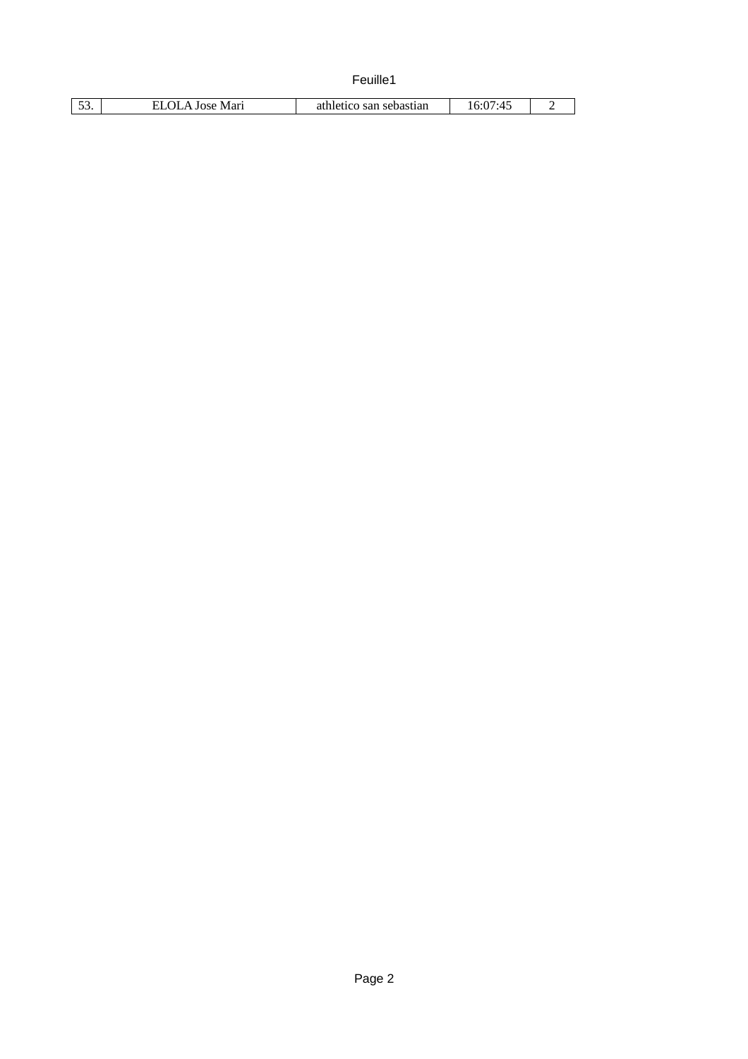| | | | | |
|---|---|---|---|---|
| 53. | ELOLA Jose Mari | athletico san sebastian | 16:07:45 | 2 |